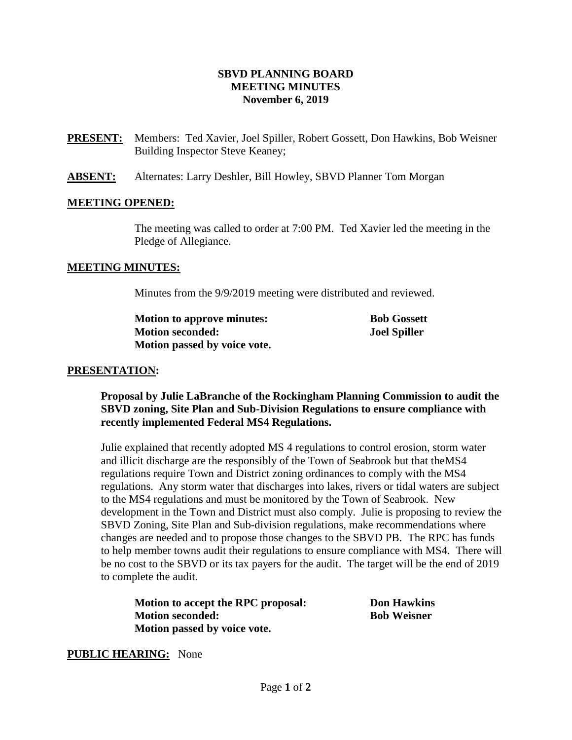# SBVD PLANNING BOARD
## MEETING MINUTES
### November 6, 2019

**PRESENT:** Members: Ted Xavier, Joel Spiller, Robert Gossett, Don Hawkins, Bob Weisner
Building Inspector Steve Keaney;

**ABSENT:** Alternates: Larry Deshler, Bill Howley, SBVD Planner Tom Morgan

**MEETING OPENED:**

The meeting was called to order at 7:00 PM. Ted Xavier led the meeting in the Pledge of Allegiance.

**MEETING MINUTES:**

Minutes from the 9/9/2019 meeting were distributed and reviewed.

**Motion to approve minutes:** **Bob Gossett**
**Motion seconded:** **Joel Spiller**
**Motion passed by voice vote.**

**PRESENTATION:**

**Proposal by Julie LaBranche of the Rockingham Planning Commission to audit the SBVD zoning, Site Plan and Sub-Division Regulations to ensure compliance with recently implemented Federal MS4 Regulations.**

Julie explained that recently adopted MS 4 regulations to control erosion, storm water and illicit discharge are the responsibly of the Town of Seabrook but that theMS4 regulations require Town and District zoning ordinances to comply with the MS4 regulations. Any storm water that discharges into lakes, rivers or tidal waters are subject to the MS4 regulations and must be monitored by the Town of Seabrook. New development in the Town and District must also comply. Julie is proposing to review the SBVD Zoning, Site Plan and Sub-division regulations, make recommendations where changes are needed and to propose those changes to the SBVD PB. The RPC has funds to help member towns audit their regulations to ensure compliance with MS4. There will be no cost to the SBVD or its tax payers for the audit. The target will be the end of 2019 to complete the audit.

**Motion to accept the RPC proposal:** **Don Hawkins**
**Motion seconded:** **Bob Weisner**
**Motion passed by voice vote.**

**PUBLIC HEARING:** None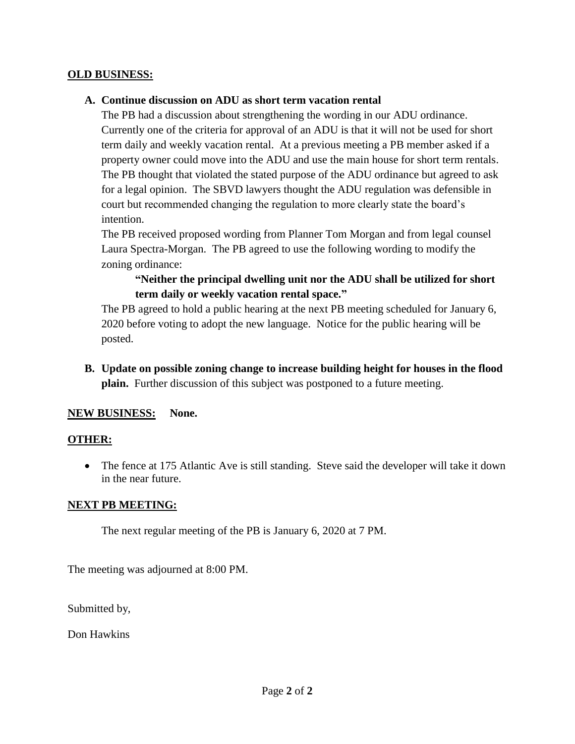**OLD BUSINESS:**

**A. Continue discussion on ADU as short term vacation rental**

The PB had a discussion about strengthening the wording in our ADU ordinance. Currently one of the criteria for approval of an ADU is that it will not be used for short term daily and weekly vacation rental. At a previous meeting a PB member asked if a property owner could move into the ADU and use the main house for short term rentals. The PB thought that violated the stated purpose of the ADU ordinance but agreed to ask for a legal opinion. The SBVD lawyers thought the ADU regulation was defensible in court but recommended changing the regulation to more clearly state the board's intention.

The PB received proposed wording from Planner Tom Morgan and from legal counsel Laura Spectra-Morgan. The PB agreed to use the following wording to modify the zoning ordinance:

> **"Neither the principal dwelling unit nor the ADU shall be utilized for short term daily or weekly vacation rental space."**

The PB agreed to hold a public hearing at the next PB meeting scheduled for January 6, 2020 before voting to adopt the new language. Notice for the public hearing will be posted.

**B. Update on possible zoning change to increase building height for houses in the flood plain.** Further discussion of this subject was postponed to a future meeting.

**NEW BUSINESS:** **None.**

**OTHER:**

- The fence at 175 Atlantic Ave is still standing. Steve said the developer will take it down in the near future.

**NEXT PB MEETING:**

The next regular meeting of the PB is January 6, 2020 at 7 PM.

The meeting was adjourned at 8:00 PM.

Submitted by,

Don Hawkins